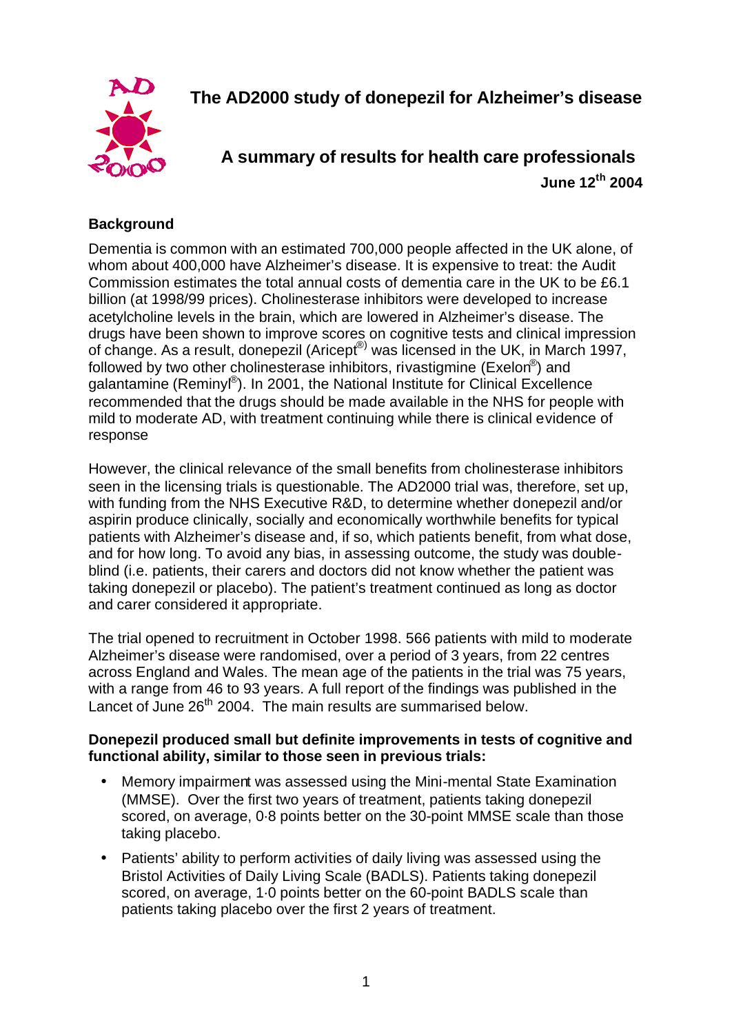# The AD2000 study of donepezil for Alzheimer's disease

## A summary of results for health care professionals

**June 12th 2004**

### Background

Dementia is common with an estimated 700,000 people affected in the UK alone, of whom about 400,000 have Alzheimer's disease. It is expensive to treat: the Audit Commission estimates the total annual costs of dementia care in the UK to be £6.1 billion (at 1998/99 prices). Cholinesterase inhibitors were developed to increase acetylcholine levels in the brain, which are lowered in Alzheimer's disease. The drugs have been shown to improve scores on cognitive tests and clinical impression of change. As a result, donepezil (Aricept®) was licensed in the UK, in March 1997, followed by two other cholinesterase inhibitors, rivastigmine (Exelon®) and galantamine (Reminyl®). In 2001, the National Institute for Clinical Excellence recommended that the drugs should be made available in the NHS for people with mild to moderate AD, with treatment continuing while there is clinical evidence of response

However, the clinical relevance of the small benefits from cholinesterase inhibitors seen in the licensing trials is questionable. The AD2000 trial was, therefore, set up, with funding from the NHS Executive R&D, to determine whether donepezil and/or aspirin produce clinically, socially and economically worthwhile benefits for typical patients with Alzheimer's disease and, if so, which patients benefit, from what dose, and for how long. To avoid any bias, in assessing outcome, the study was double-blind (i.e. patients, their carers and doctors did not know whether the patient was taking donepezil or placebo). The patient's treatment continued as long as doctor and carer considered it appropriate.

The trial opened to recruitment in October 1998. 566 patients with mild to moderate Alzheimer's disease were randomised, over a period of 3 years, from 22 centres across England and Wales. The mean age of the patients in the trial was 75 years, with a range from 46 to 93 years. A full report of the findings was published in the Lancet of June 26th 2004. The main results are summarised below.

**Donepezil produced small but definite improvements in tests of cognitive and functional ability, similar to those seen in previous trials:**

- Memory impairment was assessed using the Mini-mental State Examination (MMSE). Over the first two years of treatment, patients taking donepezil scored, on average, 0·8 points better on the 30-point MMSE scale than those taking placebo.
- Patients' ability to perform activities of daily living was assessed using the Bristol Activities of Daily Living Scale (BADLS). Patients taking donepezil scored, on average, 1·0 points better on the 60-point BADLS scale than patients taking placebo over the first 2 years of treatment.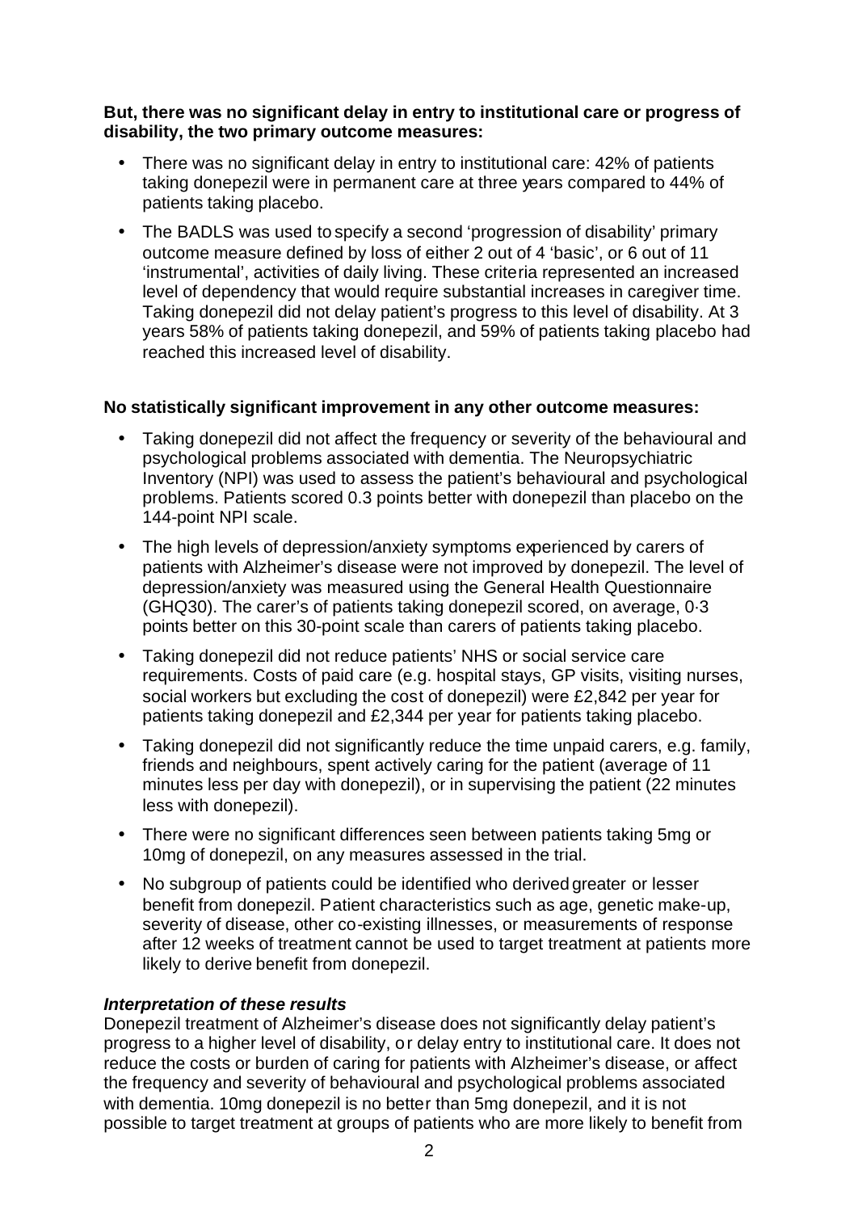**But, there was no significant delay in entry to institutional care or progress of disability, the two primary outcome measures:**

- There was no significant delay in entry to institutional care: 42% of patients taking donepezil were in permanent care at three years compared to 44% of patients taking placebo.
- The BADLS was used to specify a second 'progression of disability' primary outcome measure defined by loss of either 2 out of 4 'basic', or 6 out of 11 'instrumental', activities of daily living. These criteria represented an increased level of dependency that would require substantial increases in caregiver time. Taking donepezil did not delay patient's progress to this level of disability. At 3 years 58% of patients taking donepezil, and 59% of patients taking placebo had reached this increased level of disability.

**No statistically significant improvement in any other outcome measures:**

- Taking donepezil did not affect the frequency or severity of the behavioural and psychological problems associated with dementia. The Neuropsychiatric Inventory (NPI) was used to assess the patient's behavioural and psychological problems. Patients scored 0.3 points better with donepezil than placebo on the 144-point NPI scale.
- The high levels of depression/anxiety symptoms experienced by carers of patients with Alzheimer's disease were not improved by donepezil. The level of depression/anxiety was measured using the General Health Questionnaire (GHQ30). The carer's of patients taking donepezil scored, on average, 0·3 points better on this 30-point scale than carers of patients taking placebo.
- Taking donepezil did not reduce patients' NHS or social service care requirements. Costs of paid care (e.g. hospital stays, GP visits, visiting nurses, social workers but excluding the cost of donepezil) were £2,842 per year for patients taking donepezil and £2,344 per year for patients taking placebo.
- Taking donepezil did not significantly reduce the time unpaid carers, e.g. family, friends and neighbours, spent actively caring for the patient (average of 11 minutes less per day with donepezil), or in supervising the patient (22 minutes less with donepezil).
- There were no significant differences seen between patients taking 5mg or 10mg of donepezil, on any measures assessed in the trial.
- No subgroup of patients could be identified who derived greater or lesser benefit from donepezil. Patient characteristics such as age, genetic make-up, severity of disease, other co-existing illnesses, or measurements of response after 12 weeks of treatment cannot be used to target treatment at patients more likely to derive benefit from donepezil.

***Interpretation of these results***

Donepezil treatment of Alzheimer's disease does not significantly delay patient's progress to a higher level of disability, or delay entry to institutional care. It does not reduce the costs or burden of caring for patients with Alzheimer's disease, or affect the frequency and severity of behavioural and psychological problems associated with dementia. 10mg donepezil is no better than 5mg donepezil, and it is not possible to target treatment at groups of patients who are more likely to benefit from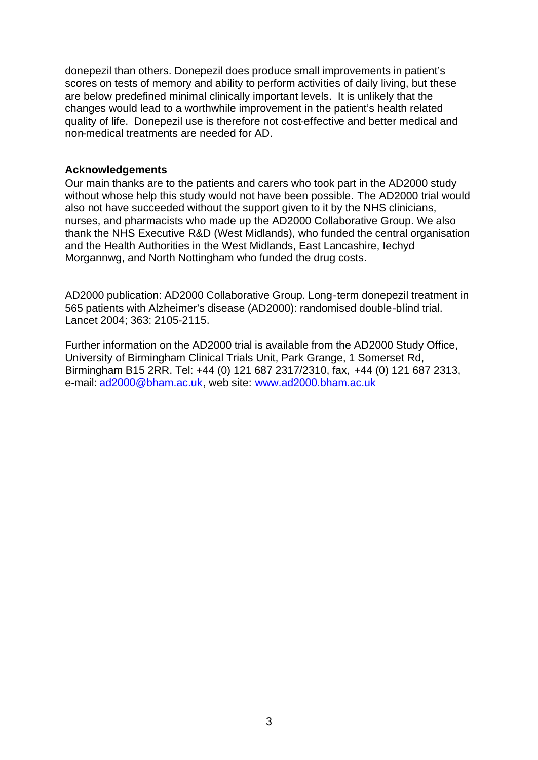donepezil than others. Donepezil does produce small improvements in patient's scores on tests of memory and ability to perform activities of daily living, but these are below predefined minimal clinically important levels. It is unlikely that the changes would lead to a worthwhile improvement in the patient's health related quality of life. Donepezil use is therefore not cost-effective and better medical and non-medical treatments are needed for AD.

**Acknowledgements**

Our main thanks are to the patients and carers who took part in the AD2000 study without whose help this study would not have been possible. The AD2000 trial would also not have succeeded without the support given to it by the NHS clinicians, nurses, and pharmacists who made up the AD2000 Collaborative Group. We also thank the NHS Executive R&D (West Midlands), who funded the central organisation and the Health Authorities in the West Midlands, East Lancashire, Iechyd Morgannwg, and North Nottingham who funded the drug costs.

AD2000 publication: AD2000 Collaborative Group. Long-term donepezil treatment in 565 patients with Alzheimer's disease (AD2000): randomised double-blind trial. Lancet 2004; 363: 2105-2115.

Further information on the AD2000 trial is available from the AD2000 Study Office, University of Birmingham Clinical Trials Unit, Park Grange, 1 Somerset Rd, Birmingham B15 2RR. Tel: +44 (0) 121 687 2317/2310, fax, +44 (0) 121 687 2313, e-mail: [ad2000@bham.ac.uk](mailto:ad2000@bham.ac.uk), web site: [www.ad2000.bham.ac.uk](http://www.ad2000.bham.ac.uk)